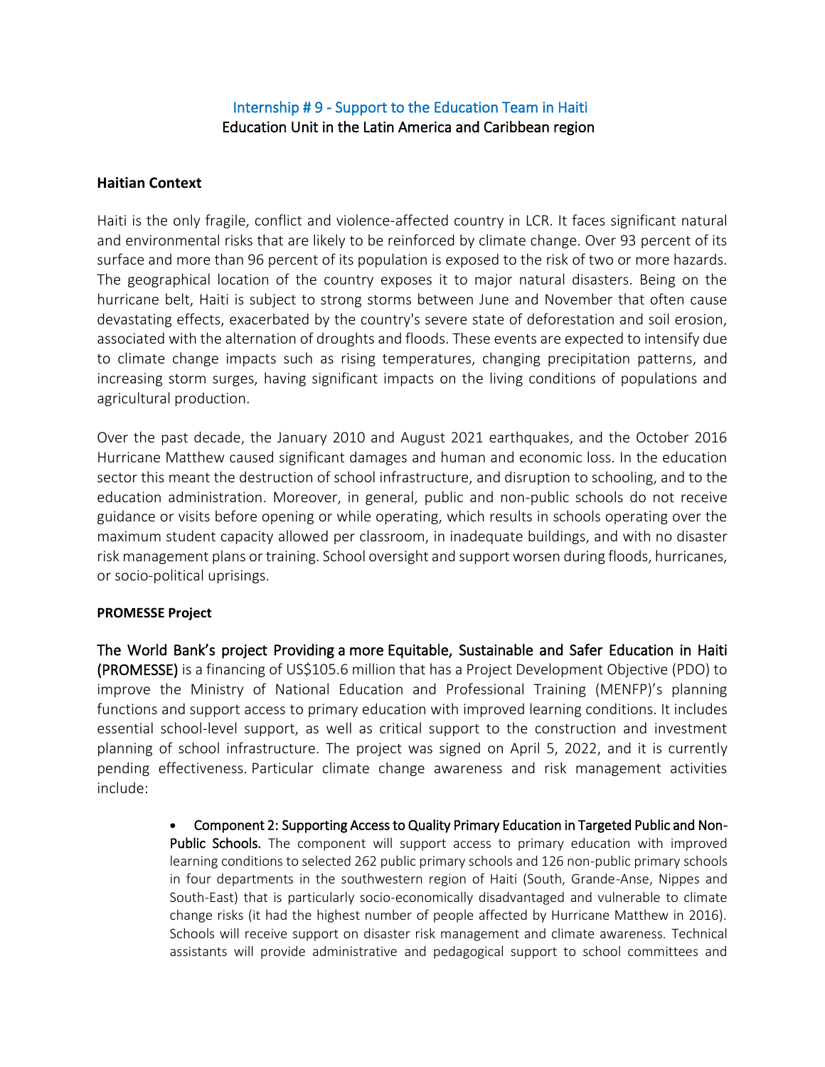## Internship # 9 - Support to the Education Team in Haiti

Education Unit in the Latin America and Caribbean region

### Haitian Context

Haiti is the only fragile, conflict and violence-affected country in LCR. It faces significant natural and environmental risks that are likely to be reinforced by climate change. Over 93 percent of its surface and more than 96 percent of its population is exposed to the risk of two or more hazards. The geographical location of the country exposes it to major natural disasters. Being on the hurricane belt, Haiti is subject to strong storms between June and November that often cause devastating effects, exacerbated by the country's severe state of deforestation and soil erosion, associated with the alternation of droughts and floods. These events are expected to intensify due to climate change impacts such as rising temperatures, changing precipitation patterns, and increasing storm surges, having significant impacts on the living conditions of populations and agricultural production.

Over the past decade, the January 2010 and August 2021 earthquakes, and the October 2016 Hurricane Matthew caused significant damages and human and economic loss. In the education sector this meant the destruction of school infrastructure, and disruption to schooling, and to the education administration. Moreover, in general, public and non-public schools do not receive guidance or visits before opening or while operating, which results in schools operating over the maximum student capacity allowed per classroom, in inadequate buildings, and with no disaster risk management plans or training. School oversight and support worsen during floods, hurricanes, or socio-political uprisings.

### PROMESSE Project

The World Bank's project Providing a more Equitable, Sustainable and Safer Education in Haiti (PROMESSE) is a financing of US$105.6 million that has a Project Development Objective (PDO) to improve the Ministry of National Education and Professional Training (MENFP)'s planning functions and support access to primary education with improved learning conditions. It includes essential school-level support, as well as critical support to the construction and investment planning of school infrastructure. The project was signed on April 5, 2022, and it is currently pending effectiveness. Particular climate change awareness and risk management activities include:

- Component 2: Supporting Access to Quality Primary Education in Targeted Public and Non-Public Schools. The component will support access to primary education with improved learning conditions to selected 262 public primary schools and 126 non-public primary schools in four departments in the southwestern region of Haiti (South, Grande-Anse, Nippes and South-East) that is particularly socio-economically disadvantaged and vulnerable to climate change risks (it had the highest number of people affected by Hurricane Matthew in 2016). Schools will receive support on disaster risk management and climate awareness. Technical assistants will provide administrative and pedagogical support to school committees and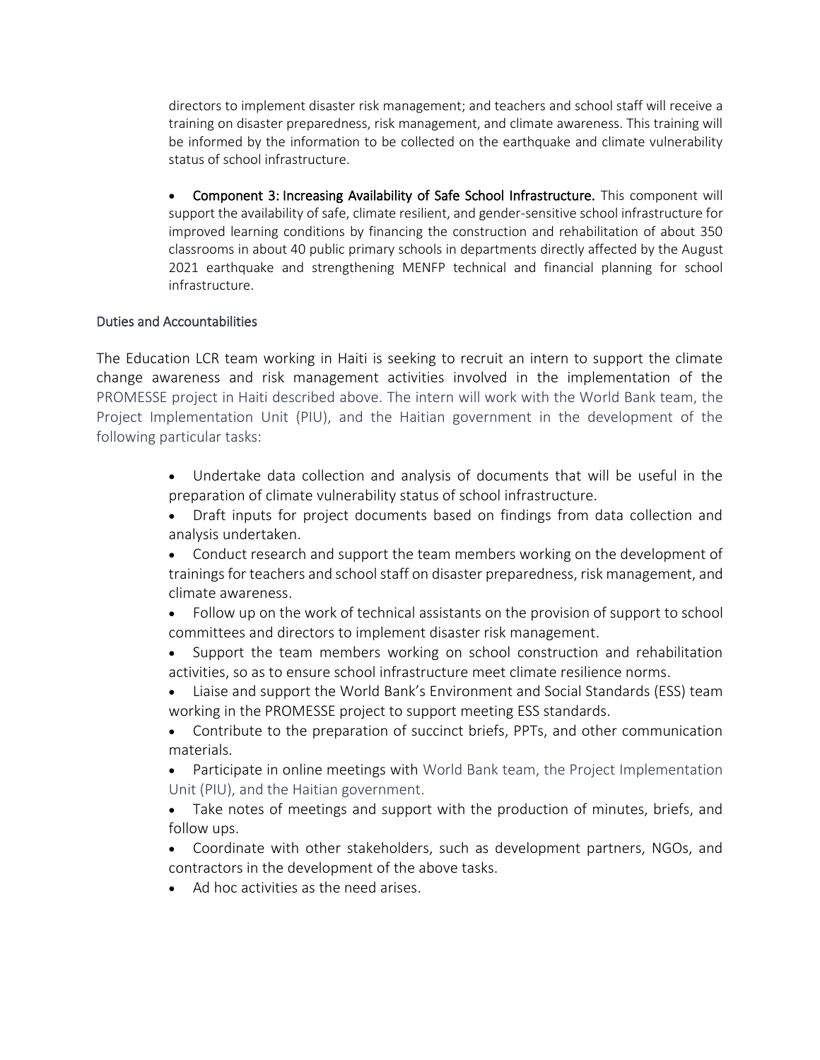directors to implement disaster risk management; and teachers and school staff will receive a training on disaster preparedness, risk management, and climate awareness. This training will be informed by the information to be collected on the earthquake and climate vulnerability status of school infrastructure.

- **Component 3: Increasing Availability of Safe School Infrastructure.** This component will support the availability of safe, climate resilient, and gender-sensitive school infrastructure for improved learning conditions by financing the construction and rehabilitation of about 350 classrooms in about 40 public primary schools in departments directly affected by the August 2021 earthquake and strengthening MENFP technical and financial planning for school infrastructure.

## Duties and Accountabilities

The Education LCR team working in Haiti is seeking to recruit an intern to support the climate change awareness and risk management activities involved in the implementation of the PROMESSE project in Haiti described above. The intern will work with the World Bank team, the Project Implementation Unit (PIU), and the Haitian government in the development of the following particular tasks:

- Undertake data collection and analysis of documents that will be useful in the preparation of climate vulnerability status of school infrastructure.
- Draft inputs for project documents based on findings from data collection and analysis undertaken.
- Conduct research and support the team members working on the development of trainings for teachers and school staff on disaster preparedness, risk management, and climate awareness.
- Follow up on the work of technical assistants on the provision of support to school committees and directors to implement disaster risk management.
- Support the team members working on school construction and rehabilitation activities, so as to ensure school infrastructure meet climate resilience norms.
- Liaise and support the World Bank's Environment and Social Standards (ESS) team working in the PROMESSE project to support meeting ESS standards.
- Contribute to the preparation of succinct briefs, PPTs, and other communication materials.
- Participate in online meetings with World Bank team, the Project Implementation Unit (PIU), and the Haitian government.
- Take notes of meetings and support with the production of minutes, briefs, and follow ups.
- Coordinate with other stakeholders, such as development partners, NGOs, and contractors in the development of the above tasks.
- Ad hoc activities as the need arises.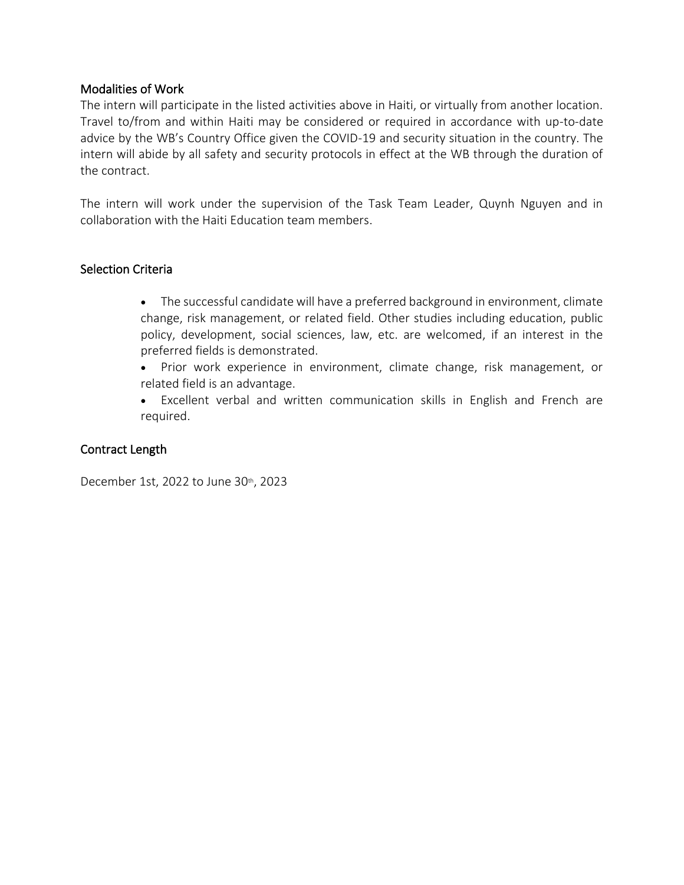## Modalities of Work

The intern will participate in the listed activities above in Haiti, or virtually from another location. Travel to/from and within Haiti may be considered or required in accordance with up-to-date advice by the WB's Country Office given the COVID-19 and security situation in the country. The intern will abide by all safety and security protocols in effect at the WB through the duration of the contract.

The intern will work under the supervision of the Task Team Leader, Quynh Nguyen and in collaboration with the Haiti Education team members.

## Selection Criteria

- The successful candidate will have a preferred background in environment, climate change, risk management, or related field. Other studies including education, public policy, development, social sciences, law, etc. are welcomed, if an interest in the preferred fields is demonstrated.
- Prior work experience in environment, climate change, risk management, or related field is an advantage.
- Excellent verbal and written communication skills in English and French are required.

## Contract Length

December 1st, 2022 to June 30th, 2023